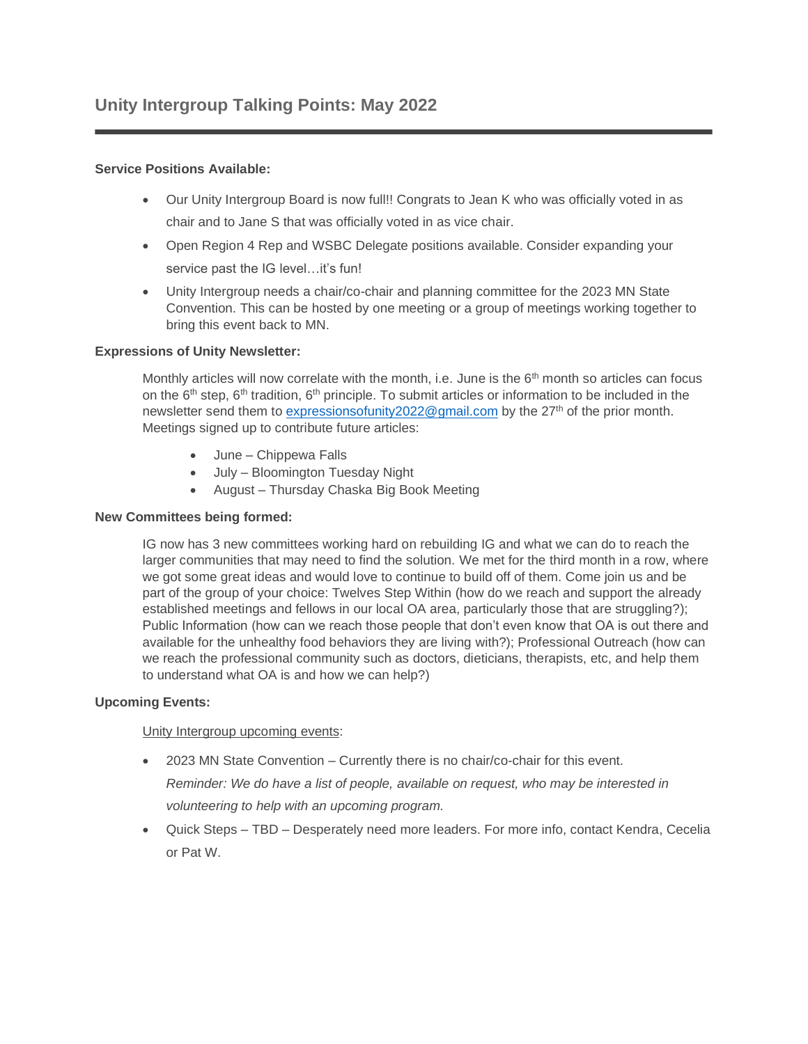# Unity Intergroup Talking Points: May 2022

---

**Service Positions Available:**

- Our Unity Intergroup Board is now full!! Congrats to Jean K who was officially voted in as chair and to Jane S that was officially voted in as vice chair.
- Open Region 4 Rep and WSBC Delegate positions available. Consider expanding your service past the IG level…it's fun!
- Unity Intergroup needs a chair/co-chair and planning committee for the 2023 MN State Convention. This can be hosted by one meeting or a group of meetings working together to bring this event back to MN.

**Expressions of Unity Newsletter:**

Monthly articles will now correlate with the month, i.e. June is the 6th month so articles can focus on the 6th step, 6th tradition, 6th principle. To submit articles or information to be included in the newsletter send them to expressionsofunity2022@gmail.com by the 27th of the prior month. Meetings signed up to contribute future articles:

- June – Chippewa Falls
- July – Bloomington Tuesday Night
- August – Thursday Chaska Big Book Meeting

**New Committees being formed:**

IG now has 3 new committees working hard on rebuilding IG and what we can do to reach the larger communities that may need to find the solution. We met for the third month in a row, where we got some great ideas and would love to continue to build off of them. Come join us and be part of the group of your choice: Twelves Step Within (how do we reach and support the already established meetings and fellows in our local OA area, particularly those that are struggling?); Public Information (how can we reach those people that don't even know that OA is out there and available for the unhealthy food behaviors they are living with?); Professional Outreach (how can we reach the professional community such as doctors, dieticians, therapists, etc, and help them to understand what OA is and how we can help?)

**Upcoming Events:**

Unity Intergroup upcoming events:

- 2023 MN State Convention – Currently there is no chair/co-chair for this event.
  *Reminder: We do have a list of people, available on request, who may be interested in volunteering to help with an upcoming program.*
- Quick Steps – TBD – Desperately need more leaders. For more info, contact Kendra, Cecelia or Pat W.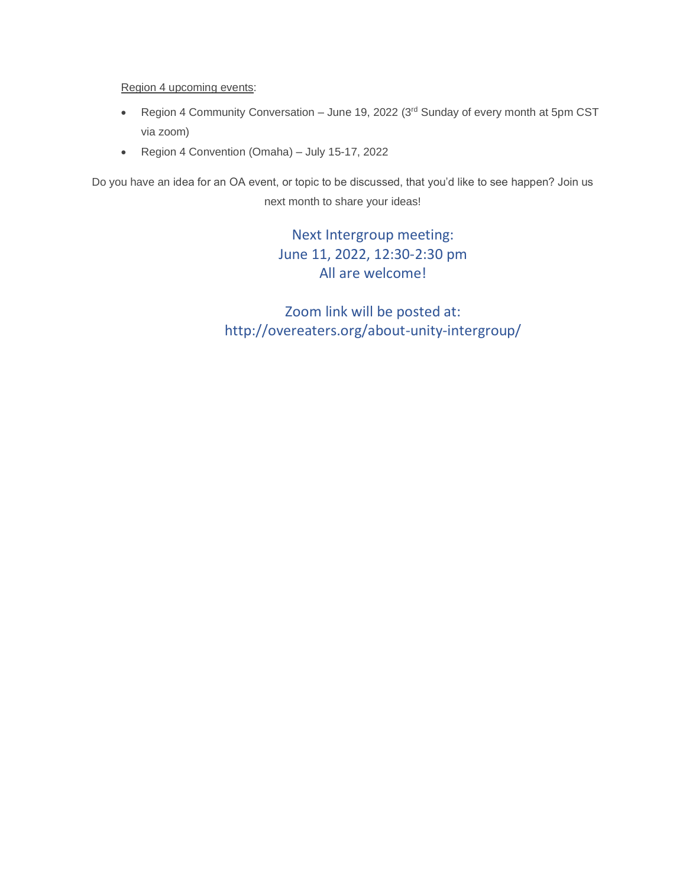Region 4 upcoming events:

- Region 4 Community Conversation – June 19, 2022 (3rd Sunday of every month at 5pm CST via zoom)
- Region 4 Convention (Omaha) – July 15-17, 2022

Do you have an idea for an OA event, or topic to be discussed, that you'd like to see happen? Join us next month to share your ideas!

Next Intergroup meeting:
June 11, 2022, 12:30-2:30 pm
All are welcome!

Zoom link will be posted at:
http://overeaters.org/about-unity-intergroup/